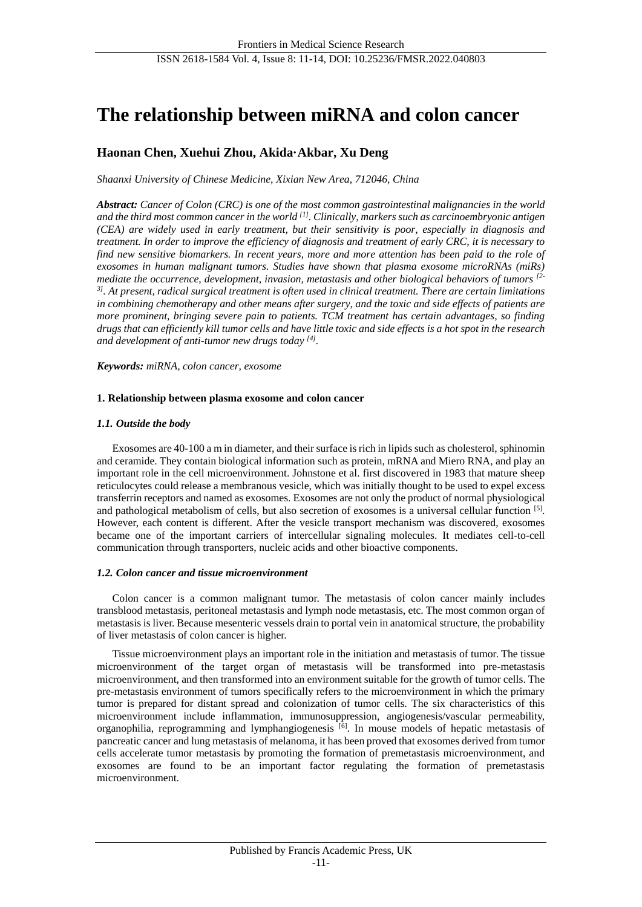# The relationship between miRNA and colon cancer

**Haonan Chen, Xuehui Zhou, Akida·Akbar, Xu Deng**

*Shaanxi University of Chinese Medicine, Xixian New Area, 712046, China*

***Abstract:*** *Cancer of Colon (CRC) is one of the most common gastrointestinal malignancies in the world and the third most common cancer in the world [1]. Clinically, markers such as carcinoembryonic antigen (CEA) are widely used in early treatment, but their sensitivity is poor, especially in diagnosis and treatment. In order to improve the efficiency of diagnosis and treatment of early CRC, it is necessary to find new sensitive biomarkers. In recent years, more and more attention has been paid to the role of exosomes in human malignant tumors. Studies have shown that plasma exosome microRNAs (miRs) mediate the occurrence, development, invasion, metastasis and other biological behaviors of tumors [2-3]. At present, radical surgical treatment is often used in clinical treatment. There are certain limitations in combining chemotherapy and other means after surgery, and the toxic and side effects of patients are more prominent, bringing severe pain to patients. TCM treatment has certain advantages, so finding drugs that can efficiently kill tumor cells and have little toxic and side effects is a hot spot in the research and development of anti-tumor new drugs today [4].*

***Keywords:*** *miRNA, colon cancer, exosome*

## 1. Relationship between plasma exosome and colon cancer

### *1.1. Outside the body*

Exosomes are 40-100 a m in diameter, and their surface is rich in lipids such as cholesterol, sphinomin and ceramide. They contain biological information such as protein, mRNA and Miero RNA, and play an important role in the cell microenvironment. Johnstone et al. first discovered in 1983 that mature sheep reticulocytes could release a membranous vesicle, which was initially thought to be used to expel excess transferrin receptors and named as exosomes. Exosomes are not only the product of normal physiological and pathological metabolism of cells, but also secretion of exosomes is a universal cellular function [5]. However, each content is different. After the vesicle transport mechanism was discovered, exosomes became one of the important carriers of intercellular signaling molecules. It mediates cell-to-cell communication through transporters, nucleic acids and other bioactive components.

### *1.2. Colon cancer and tissue microenvironment*

Colon cancer is a common malignant tumor. The metastasis of colon cancer mainly includes transblood metastasis, peritoneal metastasis and lymph node metastasis, etc. The most common organ of metastasis is liver. Because mesenteric vessels drain to portal vein in anatomical structure, the probability of liver metastasis of colon cancer is higher.

Tissue microenvironment plays an important role in the initiation and metastasis of tumor. The tissue microenvironment of the target organ of metastasis will be transformed into pre-metastasis microenvironment, and then transformed into an environment suitable for the growth of tumor cells. The pre-metastasis environment of tumors specifically refers to the microenvironment in which the primary tumor is prepared for distant spread and colonization of tumor cells. The six characteristics of this microenvironment include inflammation, immunosuppression, angiogenesis/vascular permeability, organophilia, reprogramming and lymphangiogenesis [6]. In mouse models of hepatic metastasis of pancreatic cancer and lung metastasis of melanoma, it has been proved that exosomes derived from tumor cells accelerate tumor metastasis by promoting the formation of premetastasis microenvironment, and exosomes are found to be an important factor regulating the formation of premetastasis microenvironment.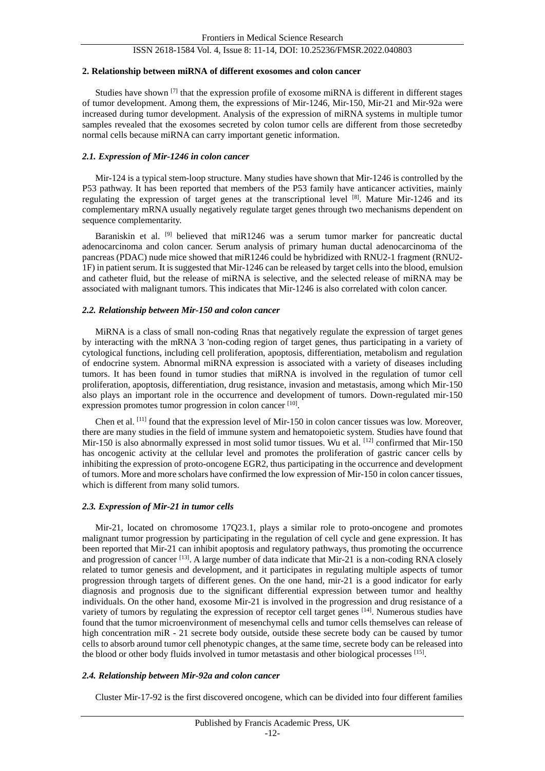## 2. Relationship between miRNA of different exosomes and colon cancer

Studies have shown [7] that the expression profile of exosome miRNA is different in different stages of tumor development. Among them, the expressions of Mir-1246, Mir-150, Mir-21 and Mir-92a were increased during tumor development. Analysis of the expression of miRNA systems in multiple tumor samples revealed that the exosomes secreted by colon tumor cells are different from those secretedby normal cells because miRNA can carry important genetic information.

### *2.1. Expression of Mir-1246 in colon cancer*

Mir-124 is a typical stem-loop structure. Many studies have shown that Mir-1246 is controlled by the P53 pathway. It has been reported that members of the P53 family have anticancer activities, mainly regulating the expression of target genes at the transcriptional level [8]. Mature Mir-1246 and its complementary mRNA usually negatively regulate target genes through two mechanisms dependent on sequence complementarity.

Baraniskin et al. [9] believed that miR1246 was a serum tumor marker for pancreatic ductal adenocarcinoma and colon cancer. Serum analysis of primary human ductal adenocarcinoma of the pancreas (PDAC) nude mice showed that miR1246 could be hybridized with RNU2-1 fragment (RNU2-1F) in patient serum. It is suggested that Mir-1246 can be released by target cells into the blood, emulsion and catheter fluid, but the release of miRNA is selective, and the selected release of miRNA may be associated with malignant tumors. This indicates that Mir-1246 is also correlated with colon cancer.

### *2.2. Relationship between Mir-150 and colon cancer*

MiRNA is a class of small non-coding Rnas that negatively regulate the expression of target genes by interacting with the mRNA 3 'non-coding region of target genes, thus participating in a variety of cytological functions, including cell proliferation, apoptosis, differentiation, metabolism and regulation of endocrine system. Abnormal miRNA expression is associated with a variety of diseases including tumors. It has been found in tumor studies that miRNA is involved in the regulation of tumor cell proliferation, apoptosis, differentiation, drug resistance, invasion and metastasis, among which Mir-150 also plays an important role in the occurrence and development of tumors. Down-regulated mir-150 expression promotes tumor progression in colon cancer [10].

Chen et al. [11] found that the expression level of Mir-150 in colon cancer tissues was low. Moreover, there are many studies in the field of immune system and hematopoietic system. Studies have found that Mir-150 is also abnormally expressed in most solid tumor tissues. Wu et al. [12] confirmed that Mir-150 has oncogenic activity at the cellular level and promotes the proliferation of gastric cancer cells by inhibiting the expression of proto-oncogene EGR2, thus participating in the occurrence and development of tumors. More and more scholars have confirmed the low expression of Mir-150 in colon cancer tissues, which is different from many solid tumors.

### *2.3. Expression of Mir-21 in tumor cells*

Mir-21, located on chromosome 17Q23.1, plays a similar role to proto-oncogene and promotes malignant tumor progression by participating in the regulation of cell cycle and gene expression. It has been reported that Mir-21 can inhibit apoptosis and regulatory pathways, thus promoting the occurrence and progression of cancer [13]. A large number of data indicate that Mir-21 is a non-coding RNA closely related to tumor genesis and development, and it participates in regulating multiple aspects of tumor progression through targets of different genes. On the one hand, mir-21 is a good indicator for early diagnosis and prognosis due to the significant differential expression between tumor and healthy individuals. On the other hand, exosome Mir-21 is involved in the progression and drug resistance of a variety of tumors by regulating the expression of receptor cell target genes [14]. Numerous studies have found that the tumor microenvironment of mesenchymal cells and tumor cells themselves can release of high concentration miR - 21 secrete body outside, outside these secrete body can be caused by tumor cells to absorb around tumor cell phenotypic changes, at the same time, secrete body can be released into the blood or other body fluids involved in tumor metastasis and other biological processes [15].

### *2.4. Relationship between Mir-92a and colon cancer*

Cluster Mir-17-92 is the first discovered oncogene, which can be divided into four different families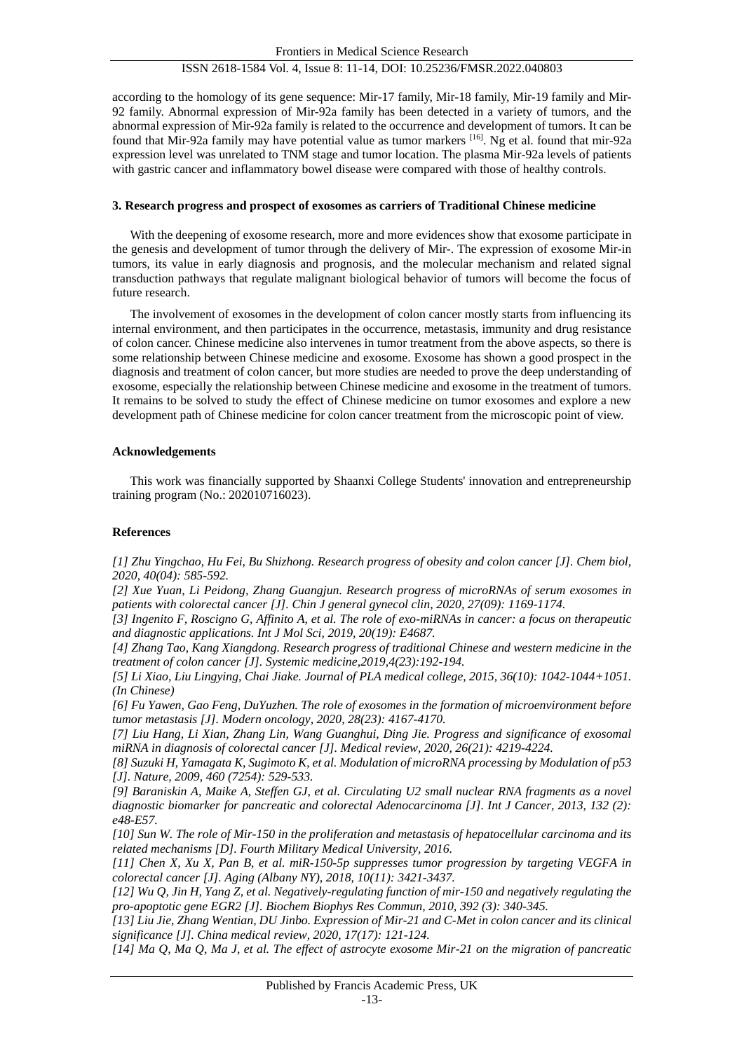according to the homology of its gene sequence: Mir-17 family, Mir-18 family, Mir-19 family and Mir-92 family. Abnormal expression of Mir-92a family has been detected in a variety of tumors, and the abnormal expression of Mir-92a family is related to the occurrence and development of tumors. It can be found that Mir-92a family may have potential value as tumor markers [16]. Ng et al. found that mir-92a expression level was unrelated to TNM stage and tumor location. The plasma Mir-92a levels of patients with gastric cancer and inflammatory bowel disease were compared with those of healthy controls.

### 3. Research progress and prospect of exosomes as carriers of Traditional Chinese medicine

With the deepening of exosome research, more and more evidences show that exosome participate in the genesis and development of tumor through the delivery of Mir-. The expression of exosome Mir-in tumors, its value in early diagnosis and prognosis, and the molecular mechanism and related signal transduction pathways that regulate malignant biological behavior of tumors will become the focus of future research.

The involvement of exosomes in the development of colon cancer mostly starts from influencing its internal environment, and then participates in the occurrence, metastasis, immunity and drug resistance of colon cancer. Chinese medicine also intervenes in tumor treatment from the above aspects, so there is some relationship between Chinese medicine and exosome. Exosome has shown a good prospect in the diagnosis and treatment of colon cancer, but more studies are needed to prove the deep understanding of exosome, especially the relationship between Chinese medicine and exosome in the treatment of tumors. It remains to be solved to study the effect of Chinese medicine on tumor exosomes and explore a new development path of Chinese medicine for colon cancer treatment from the microscopic point of view.

### Acknowledgements

This work was financially supported by Shaanxi College Students' innovation and entrepreneurship training program (No.: 202010716023).

### References

*[1] Zhu Yingchao, Hu Fei, Bu Shizhong. Research progress of obesity and colon cancer [J]. Chem biol, 2020, 40(04): 585-592.*

*[2] Xue Yuan, Li Peidong, Zhang Guangjun. Research progress of microRNAs of serum exosomes in patients with colorectal cancer [J]. Chin J general gynecol clin, 2020, 27(09): 1169-1174.*

*[3] Ingenito F, Roscigno G, Affinito A, et al. The role of exo-miRNAs in cancer: a focus on therapeutic and diagnostic applications. Int J Mol Sci, 2019, 20(19): E4687.*

*[4] Zhang Tao, Kang Xiangdong. Research progress of traditional Chinese and western medicine in the treatment of colon cancer [J]. Systemic medicine,2019,4(23):192-194.*

*[5] Li Xiao, Liu Lingying, Chai Jiake. Journal of PLA medical college, 2015, 36(10): 1042-1044+1051. (In Chinese)*

*[6] Fu Yawen, Gao Feng, DuYuzhen. The role of exosomes in the formation of microenvironment before tumor metastasis [J]. Modern oncology, 2020, 28(23): 4167-4170.*

*[7] Liu Hang, Li Xian, Zhang Lin, Wang Guanghui, Ding Jie. Progress and significance of exosomal miRNA in diagnosis of colorectal cancer [J]. Medical review, 2020, 26(21): 4219-4224.*

*[8] Suzuki H, Yamagata K, Sugimoto K, et al. Modulation of microRNA processing by Modulation of p53 [J]. Nature, 2009, 460 (7254): 529-533.*

*[9] Baraniskin A, Maike A, Steffen GJ, et al. Circulating U2 small nuclear RNA fragments as a novel diagnostic biomarker for pancreatic and colorectal Adenocarcinoma [J]. Int J Cancer, 2013, 132 (2): e48-E57.*

*[10] Sun W. The role of Mir-150 in the proliferation and metastasis of hepatocellular carcinoma and its related mechanisms [D]. Fourth Military Medical University, 2016.*

*[11] Chen X, Xu X, Pan B, et al. miR-150-5p suppresses tumor progression by targeting VEGFA in colorectal cancer [J]. Aging (Albany NY), 2018, 10(11): 3421-3437.*

*[12] Wu Q, Jin H, Yang Z, et al. Negatively-regulating function of mir-150 and negatively regulating the pro-apoptotic gene EGR2 [J]. Biochem Biophys Res Commun, 2010, 392 (3): 340-345.*

*[13] Liu Jie, Zhang Wentian, DU Jinbo. Expression of Mir-21 and C-Met in colon cancer and its clinical significance [J]. China medical review, 2020, 17(17): 121-124.*

*[14] Ma Q, Ma Q, Ma J, et al. The effect of astrocyte exosome Mir-21 on the migration of pancreatic*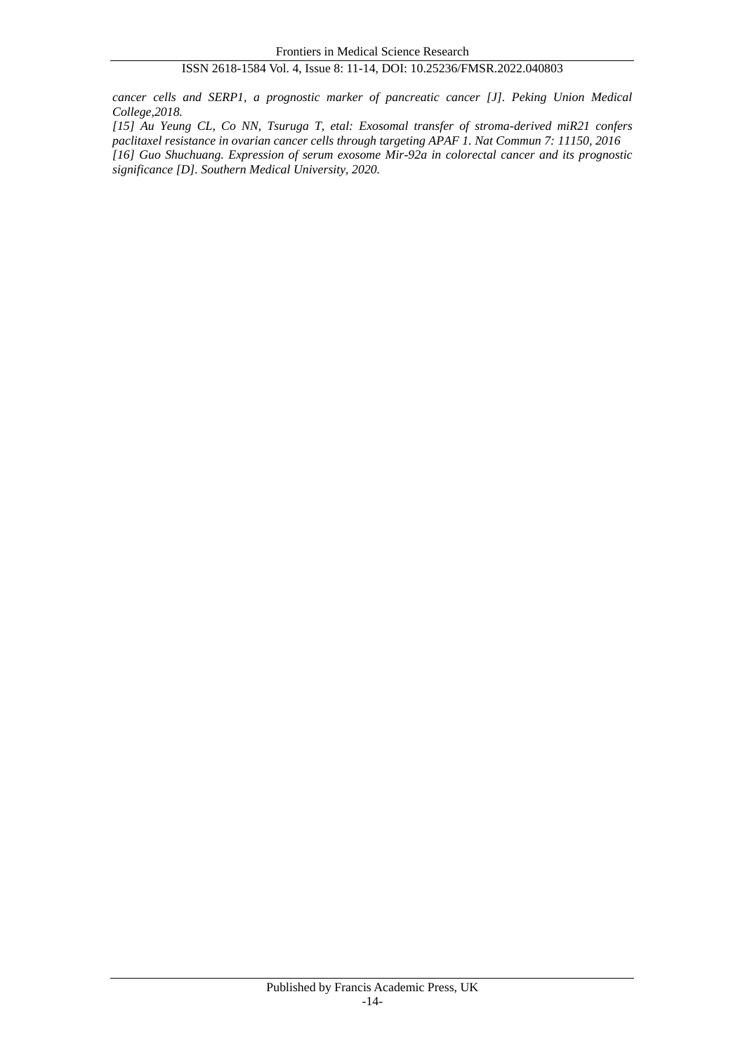*cancer cells and SERP1, a prognostic marker of pancreatic cancer [J]. Peking Union Medical College,2018.*

*[15] Au Yeung CL, Co NN, Tsuruga T, etal: Exosomal transfer of stroma-derived miR21 confers paclitaxel resistance in ovarian cancer cells through targeting APAF 1. Nat Commun 7: 11150, 2016*

*[16] Guo Shuchuang. Expression of serum exosome Mir-92a in colorectal cancer and its prognostic significance [D]. Southern Medical University, 2020.*